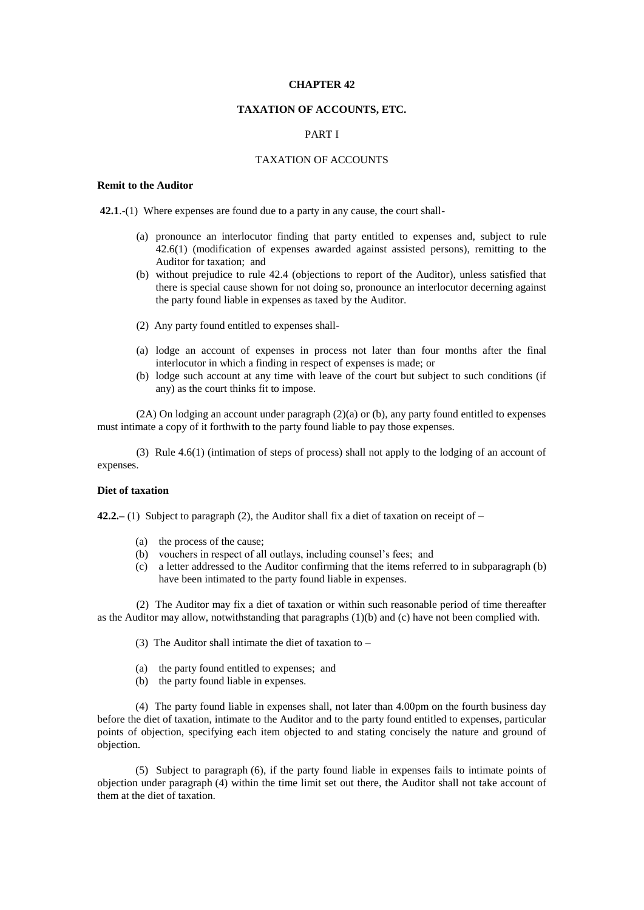# CHAPTER 42

## TAXATION OF ACCOUNTS, ETC.

### PART I

### TAXATION OF ACCOUNTS

**Remit to the Auditor**

**42.1**.-(1) Where expenses are found due to a party in any cause, the court shall-

- (a) pronounce an interlocutor finding that party entitled to expenses and, subject to rule 42.6(1) (modification of expenses awarded against assisted persons), remitting to the Auditor for taxation; and
- (b) without prejudice to rule 42.4 (objections to report of the Auditor), unless satisfied that there is special cause shown for not doing so, pronounce an interlocutor decerning against the party found liable in expenses as taxed by the Auditor.

(2) Any party found entitled to expenses shall-

- (a) lodge an account of expenses in process not later than four months after the final interlocutor in which a finding in respect of expenses is made; or
- (b) lodge such account at any time with leave of the court but subject to such conditions (if any) as the court thinks fit to impose.

(2A) On lodging an account under paragraph (2)(a) or (b), any party found entitled to expenses must intimate a copy of it forthwith to the party found liable to pay those expenses.

(3) Rule 4.6(1) (intimation of steps of process) shall not apply to the lodging of an account of expenses.

**Diet of taxation**

**42.2.–** (1) Subject to paragraph (2), the Auditor shall fix a diet of taxation on receipt of –

- (a) the process of the cause;
- (b) vouchers in respect of all outlays, including counsel's fees; and
- (c) a letter addressed to the Auditor confirming that the items referred to in subparagraph (b) have been intimated to the party found liable in expenses.

(2) The Auditor may fix a diet of taxation or within such reasonable period of time thereafter as the Auditor may allow, notwithstanding that paragraphs (1)(b) and (c) have not been complied with.

(3) The Auditor shall intimate the diet of taxation to –

- (a) the party found entitled to expenses; and
- (b) the party found liable in expenses.

(4) The party found liable in expenses shall, not later than 4.00pm on the fourth business day before the diet of taxation, intimate to the Auditor and to the party found entitled to expenses, particular points of objection, specifying each item objected to and stating concisely the nature and ground of objection.

(5) Subject to paragraph (6), if the party found liable in expenses fails to intimate points of objection under paragraph (4) within the time limit set out there, the Auditor shall not take account of them at the diet of taxation.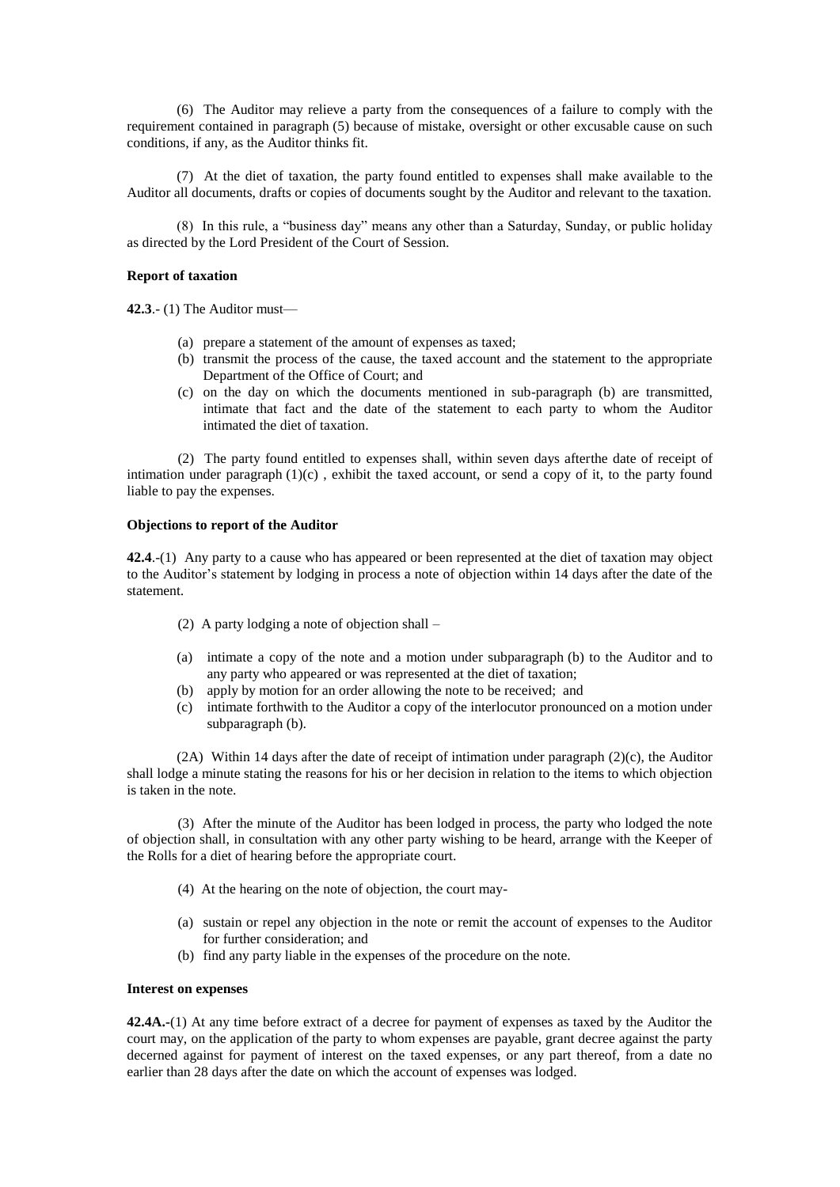(6) The Auditor may relieve a party from the consequences of a failure to comply with the requirement contained in paragraph (5) because of mistake, oversight or other excusable cause on such conditions, if any, as the Auditor thinks fit.

(7) At the diet of taxation, the party found entitled to expenses shall make available to the Auditor all documents, drafts or copies of documents sought by the Auditor and relevant to the taxation.

(8) In this rule, a "business day" means any other than a Saturday, Sunday, or public holiday as directed by the Lord President of the Court of Session.

**Report of taxation**

**42.3**.- (1) The Auditor must—

- (a) prepare a statement of the amount of expenses as taxed;
- (b) transmit the process of the cause, the taxed account and the statement to the appropriate Department of the Office of Court; and
- (c) on the day on which the documents mentioned in sub-paragraph (b) are transmitted, intimate that fact and the date of the statement to each party to whom the Auditor intimated the diet of taxation.

(2) The party found entitled to expenses shall, within seven days afterthe date of receipt of intimation under paragraph (1)(c) , exhibit the taxed account, or send a copy of it, to the party found liable to pay the expenses.

**Objections to report of the Auditor**

**42.4**.-(1) Any party to a cause who has appeared or been represented at the diet of taxation may object to the Auditor's statement by lodging in process a note of objection within 14 days after the date of the statement.

(2) A party lodging a note of objection shall –

- (a) intimate a copy of the note and a motion under subparagraph (b) to the Auditor and to any party who appeared or was represented at the diet of taxation;
- (b) apply by motion for an order allowing the note to be received; and
- (c) intimate forthwith to the Auditor a copy of the interlocutor pronounced on a motion under subparagraph (b).

(2A) Within 14 days after the date of receipt of intimation under paragraph (2)(c), the Auditor shall lodge a minute stating the reasons for his or her decision in relation to the items to which objection is taken in the note.

(3) After the minute of the Auditor has been lodged in process, the party who lodged the note of objection shall, in consultation with any other party wishing to be heard, arrange with the Keeper of the Rolls for a diet of hearing before the appropriate court.

(4) At the hearing on the note of objection, the court may-

- (a) sustain or repel any objection in the note or remit the account of expenses to the Auditor for further consideration; and
- (b) find any party liable in the expenses of the procedure on the note.

**Interest on expenses**

**42.4A.**-(1) At any time before extract of a decree for payment of expenses as taxed by the Auditor the court may, on the application of the party to whom expenses are payable, grant decree against the party decerned against for payment of interest on the taxed expenses, or any part thereof, from a date no earlier than 28 days after the date on which the account of expenses was lodged.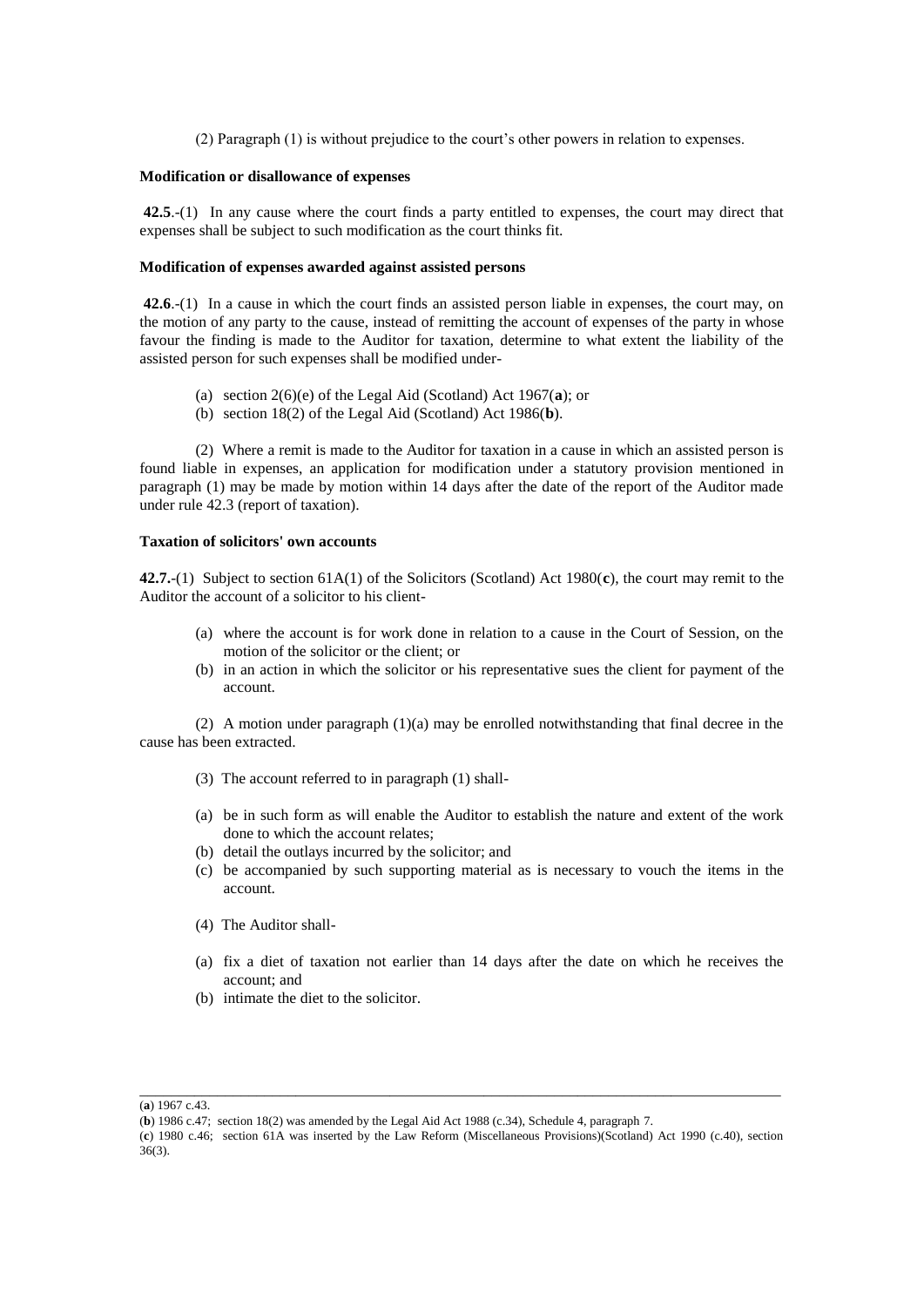(2) Paragraph (1) is without prejudice to the court's other powers in relation to expenses.

**Modification or disallowance of expenses**

**42.5**.-(1) In any cause where the court finds a party entitled to expenses, the court may direct that expenses shall be subject to such modification as the court thinks fit.

**Modification of expenses awarded against assisted persons**

**42.6**.-(1) In a cause in which the court finds an assisted person liable in expenses, the court may, on the motion of any party to the cause, instead of remitting the account of expenses of the party in whose favour the finding is made to the Auditor for taxation, determine to what extent the liability of the assisted person for such expenses shall be modified under-

- (a) section 2(6)(e) of the Legal Aid (Scotland) Act 1967(**a**); or
- (b) section 18(2) of the Legal Aid (Scotland) Act 1986(**b**).

(2) Where a remit is made to the Auditor for taxation in a cause in which an assisted person is found liable in expenses, an application for modification under a statutory provision mentioned in paragraph (1) may be made by motion within 14 days after the date of the report of the Auditor made under rule 42.3 (report of taxation).

**Taxation of solicitors' own accounts**

**42.7.**-(1) Subject to section 61A(1) of the Solicitors (Scotland) Act 1980(**c**), the court may remit to the Auditor the account of a solicitor to his client-

- (a) where the account is for work done in relation to a cause in the Court of Session, on the motion of the solicitor or the client; or
- (b) in an action in which the solicitor or his representative sues the client for payment of the account.

(2) A motion under paragraph (1)(a) may be enrolled notwithstanding that final decree in the cause has been extracted.

(3) The account referred to in paragraph (1) shall-

- (a) be in such form as will enable the Auditor to establish the nature and extent of the work done to which the account relates;
- (b) detail the outlays incurred by the solicitor; and
- (c) be accompanied by such supporting material as is necessary to vouch the items in the account.

(4) The Auditor shall-

- (a) fix a diet of taxation not earlier than 14 days after the date on which he receives the account; and
- (b) intimate the diet to the solicitor.

---

(**a**) 1967 c.43.

(**b**) 1986 c.47; section 18(2) was amended by the Legal Aid Act 1988 (c.34), Schedule 4, paragraph 7.

(**c**) 1980 c.46; section 61A was inserted by the Law Reform (Miscellaneous Provisions)(Scotland) Act 1990 (c.40), section 36(3).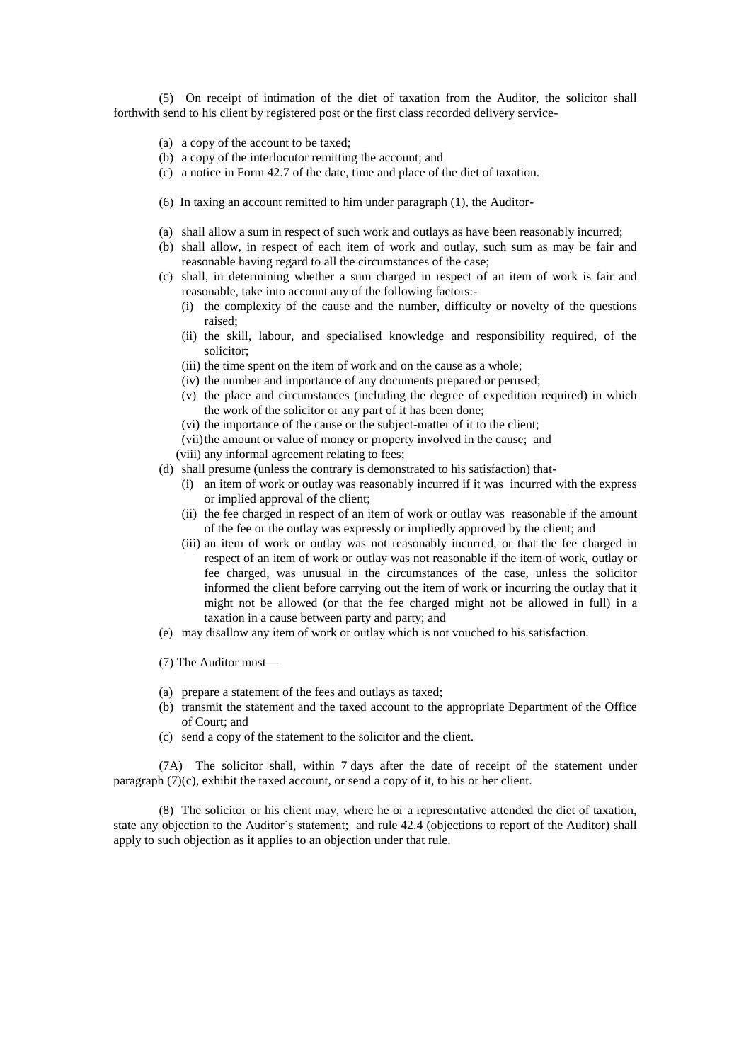(5) On receipt of intimation of the diet of taxation from the Auditor, the solicitor shall forthwith send to his client by registered post or the first class recorded delivery service-

- (a) a copy of the account to be taxed;
- (b) a copy of the interlocutor remitting the account; and
- (c) a notice in Form 42.7 of the date, time and place of the diet of taxation.

(6) In taxing an account remitted to him under paragraph (1), the Auditor-

- (a) shall allow a sum in respect of such work and outlays as have been reasonably incurred;
- (b) shall allow, in respect of each item of work and outlay, such sum as may be fair and reasonable having regard to all the circumstances of the case;
- (c) shall, in determining whether a sum charged in respect of an item of work is fair and reasonable, take into account any of the following factors:-
  - (i) the complexity of the cause and the number, difficulty or novelty of the questions raised;
  - (ii) the skill, labour, and specialised knowledge and responsibility required, of the solicitor;
  - (iii) the time spent on the item of work and on the cause as a whole;
  - (iv) the number and importance of any documents prepared or perused;
  - (v) the place and circumstances (including the degree of expedition required) in which the work of the solicitor or any part of it has been done;
  - (vi) the importance of the cause or the subject-matter of it to the client;
  - (vii) the amount or value of money or property involved in the cause; and
  - (viii) any informal agreement relating to fees;
- (d) shall presume (unless the contrary is demonstrated to his satisfaction) that-
  - (i) an item of work or outlay was reasonably incurred if it was incurred with the express or implied approval of the client;
  - (ii) the fee charged in respect of an item of work or outlay was reasonable if the amount of the fee or the outlay was expressly or impliedly approved by the client; and
  - (iii) an item of work or outlay was not reasonably incurred, or that the fee charged in respect of an item of work or outlay was not reasonable if the item of work, outlay or fee charged, was unusual in the circumstances of the case, unless the solicitor informed the client before carrying out the item of work or incurring the outlay that it might not be allowed (or that the fee charged might not be allowed in full) in a taxation in a cause between party and party; and
- (e) may disallow any item of work or outlay which is not vouched to his satisfaction.

(7) The Auditor must—

- (a) prepare a statement of the fees and outlays as taxed;
- (b) transmit the statement and the taxed account to the appropriate Department of the Office of Court; and
- (c) send a copy of the statement to the solicitor and the client.

(7A) The solicitor shall, within 7 days after the date of receipt of the statement under paragraph (7)(c), exhibit the taxed account, or send a copy of it, to his or her client.

(8) The solicitor or his client may, where he or a representative attended the diet of taxation, state any objection to the Auditor's statement; and rule 42.4 (objections to report of the Auditor) shall apply to such objection as it applies to an objection under that rule.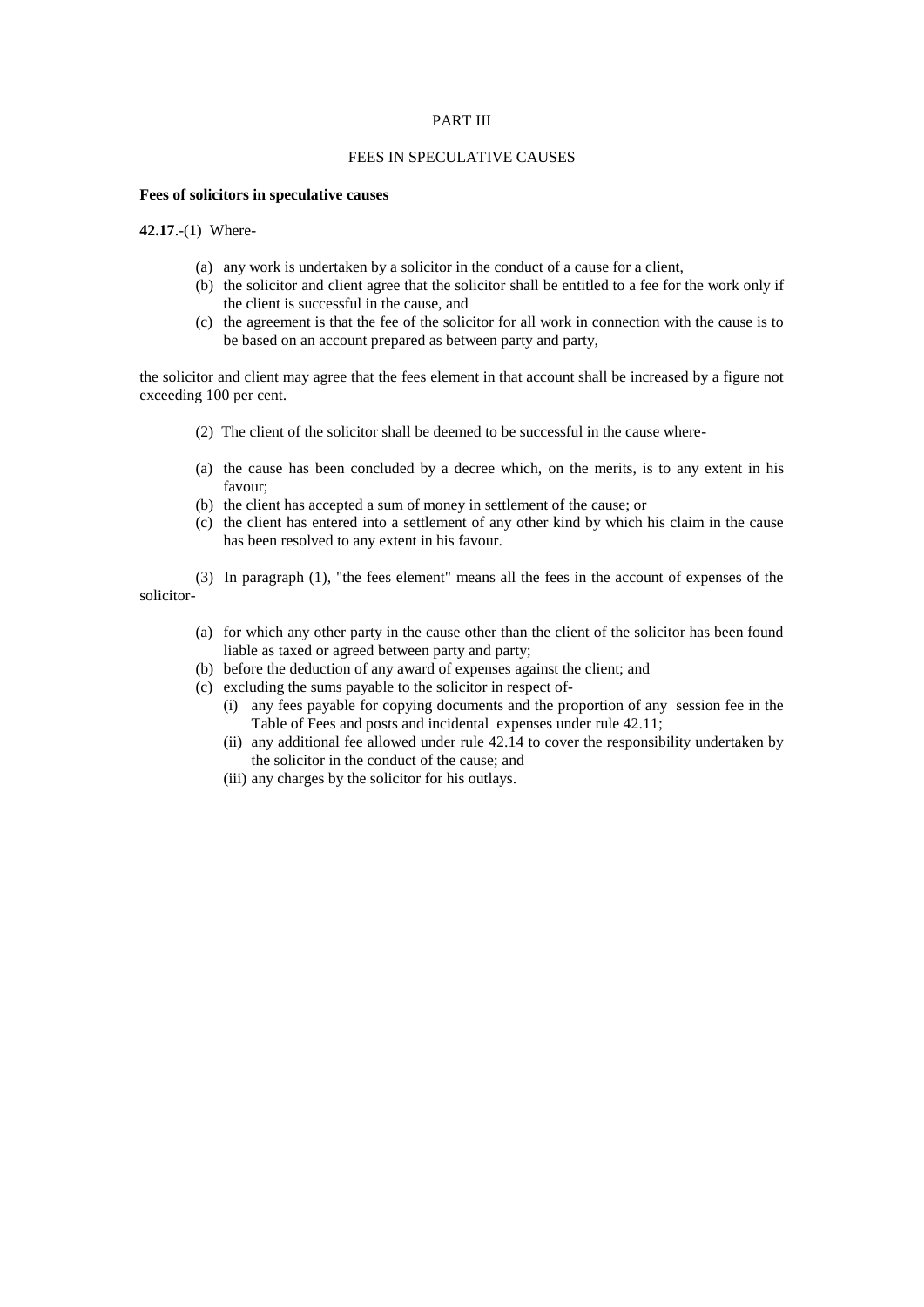## PART III

## FEES IN SPECULATIVE CAUSES

**Fees of solicitors in speculative causes**

**42.17**.-(1) Where-

- (a) any work is undertaken by a solicitor in the conduct of a cause for a client,
- (b) the solicitor and client agree that the solicitor shall be entitled to a fee for the work only if the client is successful in the cause, and
- (c) the agreement is that the fee of the solicitor for all work in connection with the cause is to be based on an account prepared as between party and party,

the solicitor and client may agree that the fees element in that account shall be increased by a figure not exceeding 100 per cent.

(2) The client of the solicitor shall be deemed to be successful in the cause where-

- (a) the cause has been concluded by a decree which, on the merits, is to any extent in his favour;
- (b) the client has accepted a sum of money in settlement of the cause; or
- (c) the client has entered into a settlement of any other kind by which his claim in the cause has been resolved to any extent in his favour.

(3) In paragraph (1), "the fees element" means all the fees in the account of expenses of the solicitor-

- (a) for which any other party in the cause other than the client of the solicitor has been found liable as taxed or agreed between party and party;
- (b) before the deduction of any award of expenses against the client; and
- (c) excluding the sums payable to the solicitor in respect of-
  - (i) any fees payable for copying documents and the proportion of any session fee in the Table of Fees and posts and incidental expenses under rule 42.11;
  - (ii) any additional fee allowed under rule 42.14 to cover the responsibility undertaken by the solicitor in the conduct of the cause; and
  - (iii) any charges by the solicitor for his outlays.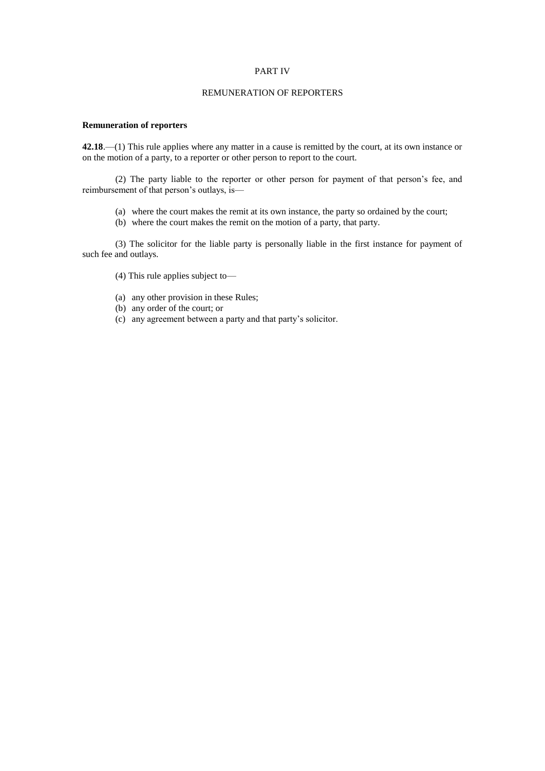PART IV

REMUNERATION OF REPORTERS

**Remuneration of reporters**

**42.18**.—(1) This rule applies where any matter in a cause is remitted by the court, at its own instance or on the motion of a party, to a reporter or other person to report to the court.

(2) The party liable to the reporter or other person for payment of that person's fee, and reimbursement of that person's outlays, is—

(a) where the court makes the remit at its own instance, the party so ordained by the court;
(b) where the court makes the remit on the motion of a party, that party.

(3) The solicitor for the liable party is personally liable in the first instance for payment of such fee and outlays.

(4) This rule applies subject to—

(a) any other provision in these Rules;
(b) any order of the court; or
(c) any agreement between a party and that party's solicitor.